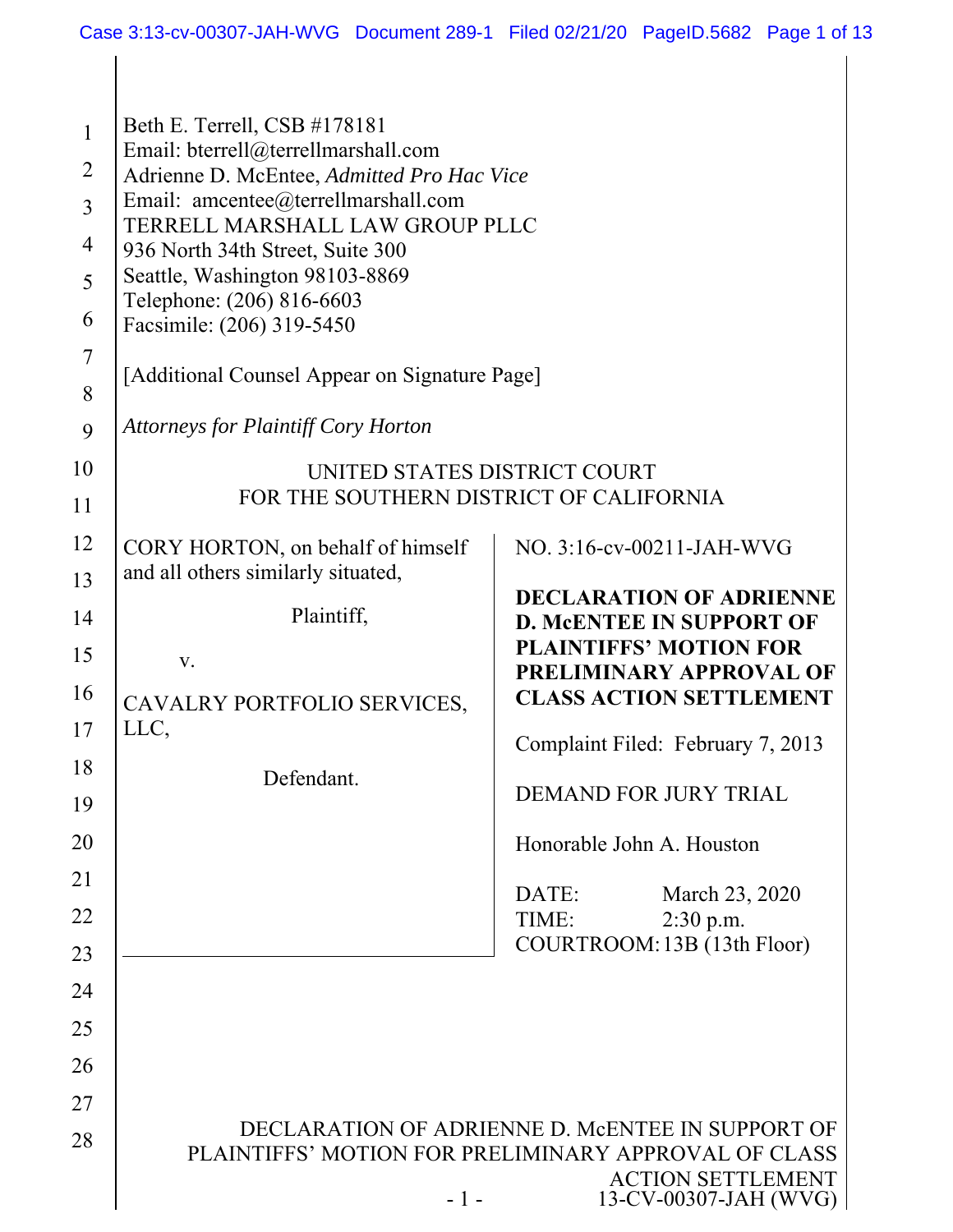Beth E. Terrell, CSB #178181
Email: bterrell@terrellmarshall.com
Adrienne D. McEntee, *Admitted Pro Hac Vice*
Email: amcentee@terrellmarshall.com
TERRELL MARSHALL LAW GROUP PLLC
936 North 34th Street, Suite 300
Seattle, Washington 98103-8869
Telephone: (206) 816-6603
Facsimile: (206) 319-5450

[Additional Counsel Appear on Signature Page]

*Attorneys for Plaintiff Cory Horton*

UNITED STATES DISTRICT COURT
FOR THE SOUTHERN DISTRICT OF CALIFORNIA

CORY HORTON, on behalf of himself and all others similarly situated,

Plaintiff,

v.

CAVALRY PORTFOLIO SERVICES, LLC,

Defendant.

NO. 3:16-cv-00211-JAH-WVG

**DECLARATION OF ADRIENNE D. McENTEE IN SUPPORT OF PLAINTIFFS' MOTION FOR PRELIMINARY APPROVAL OF CLASS ACTION SETTLEMENT**

Complaint Filed: February 7, 2013

DEMAND FOR JURY TRIAL

Honorable John A. Houston

DATE: March 23, 2020
TIME: 2:30 p.m.
COURTROOM: 13B (13th Floor)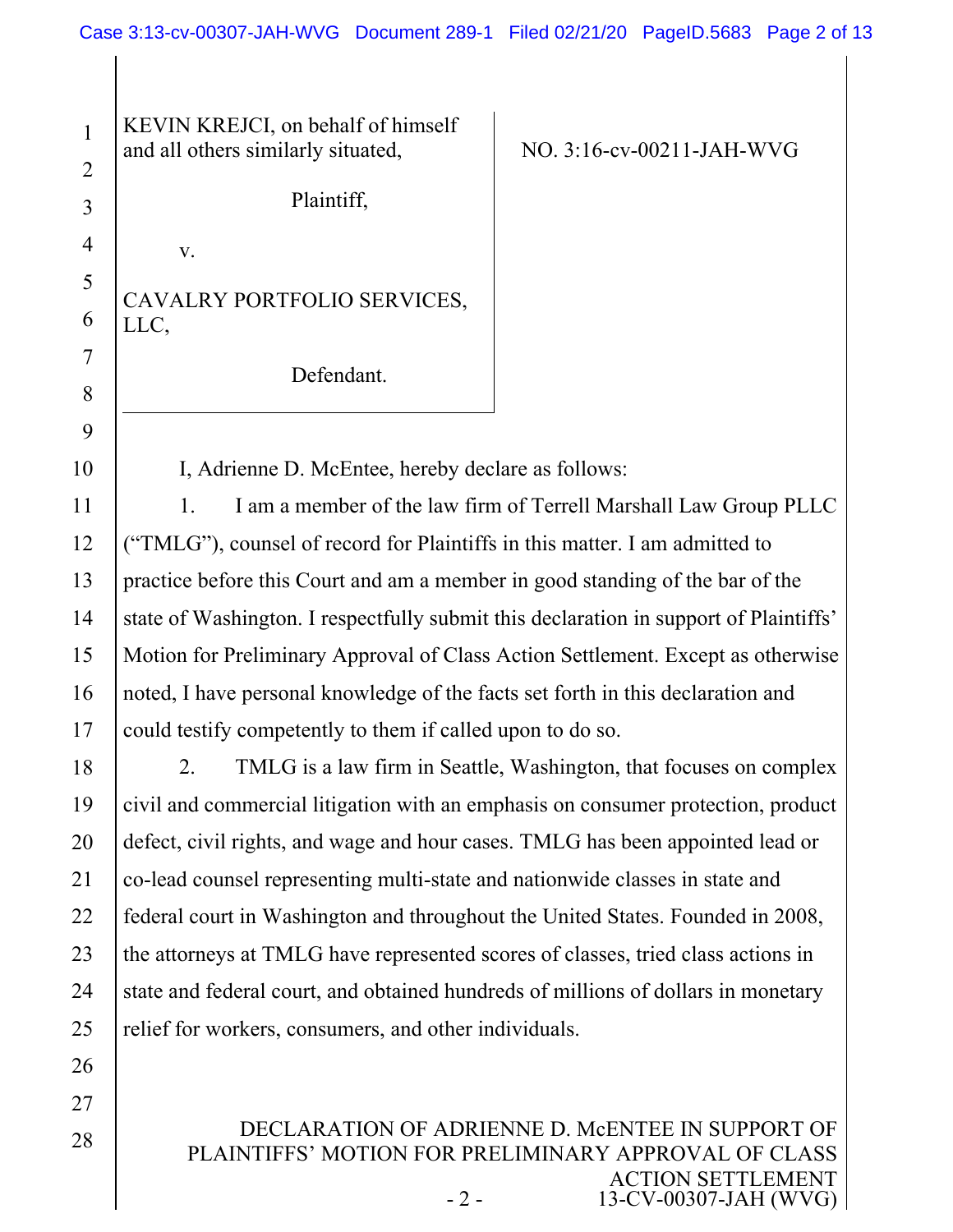| KEVIN KREJCI, on behalf of himself and all others similarly situated,<br><br>Plaintiff,<br><br>v.<br><br>CAVALRY PORTFOLIO SERVICES, LLC,<br><br>Defendant. | NO. 3:16-cv-00211-JAH-WVG |
|---|---|

I, Adrienne D. McEntee, hereby declare as follows:

1. I am a member of the law firm of Terrell Marshall Law Group PLLC ("TMLG"), counsel of record for Plaintiffs in this matter. I am admitted to practice before this Court and am a member in good standing of the bar of the state of Washington. I respectfully submit this declaration in support of Plaintiffs' Motion for Preliminary Approval of Class Action Settlement. Except as otherwise noted, I have personal knowledge of the facts set forth in this declaration and could testify competently to them if called upon to do so.

2. TMLG is a law firm in Seattle, Washington, that focuses on complex civil and commercial litigation with an emphasis on consumer protection, product defect, civil rights, and wage and hour cases. TMLG has been appointed lead or co-lead counsel representing multi-state and nationwide classes in state and federal court in Washington and throughout the United States. Founded in 2008, the attorneys at TMLG have represented scores of classes, tried class actions in state and federal court, and obtained hundreds of millions of dollars in monetary relief for workers, consumers, and other individuals.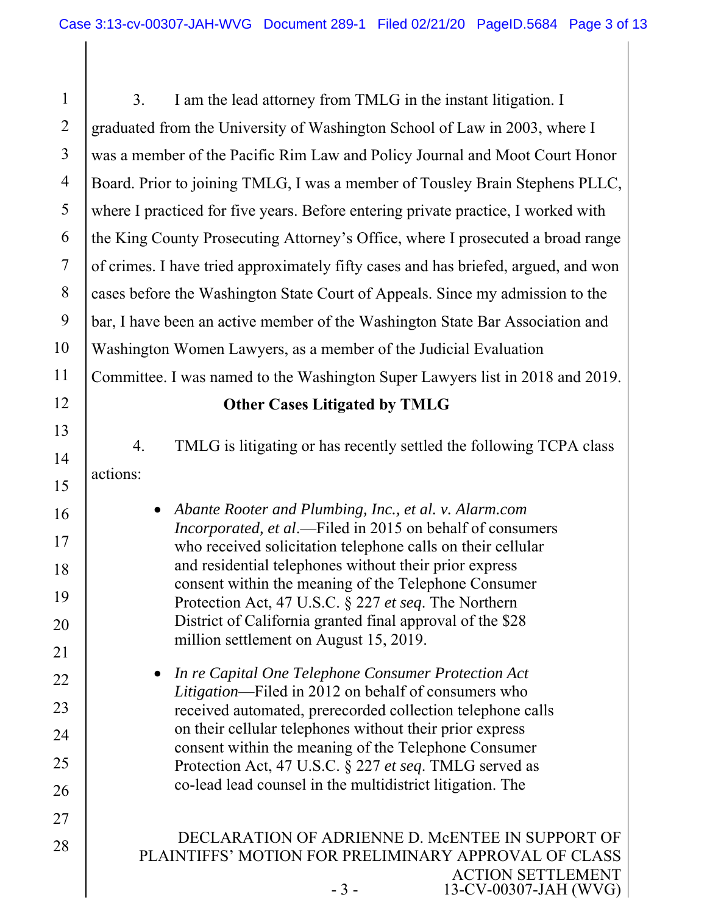3. I am the lead attorney from TMLG in the instant litigation. I graduated from the University of Washington School of Law in 2003, where I was a member of the Pacific Rim Law and Policy Journal and Moot Court Honor Board. Prior to joining TMLG, I was a member of Tousley Brain Stephens PLLC, where I practiced for five years. Before entering private practice, I worked with the King County Prosecuting Attorney's Office, where I prosecuted a broad range of crimes. I have tried approximately fifty cases and has briefed, argued, and won cases before the Washington State Court of Appeals. Since my admission to the bar, I have been an active member of the Washington State Bar Association and Washington Women Lawyers, as a member of the Judicial Evaluation Committee. I was named to the Washington Super Lawyers list in 2018 and 2019.

**Other Cases Litigated by TMLG**

4. TMLG is litigating or has recently settled the following TCPA class actions:

- *Abante Rooter and Plumbing, Inc., et al. v. Alarm.com Incorporated, et al*.—Filed in 2015 on behalf of consumers who received solicitation telephone calls on their cellular and residential telephones without their prior express consent within the meaning of the Telephone Consumer Protection Act, 47 U.S.C. § 227 *et seq*. The Northern District of California granted final approval of the $28 million settlement on August 15, 2019.

- *In re Capital One Telephone Consumer Protection Act Litigation*—Filed in 2012 on behalf of consumers who received automated, prerecorded collection telephone calls on their cellular telephones without their prior express consent within the meaning of the Telephone Consumer Protection Act, 47 U.S.C. § 227 *et seq*. TMLG served as co-lead lead counsel in the multidistrict litigation. The

DECLARATION OF ADRIENNE D. McENTEE IN SUPPORT OF PLAINTIFFS' MOTION FOR PRELIMINARY APPROVAL OF CLASS ACTION SETTLEMENT
13-CV-00307-JAH (WVG)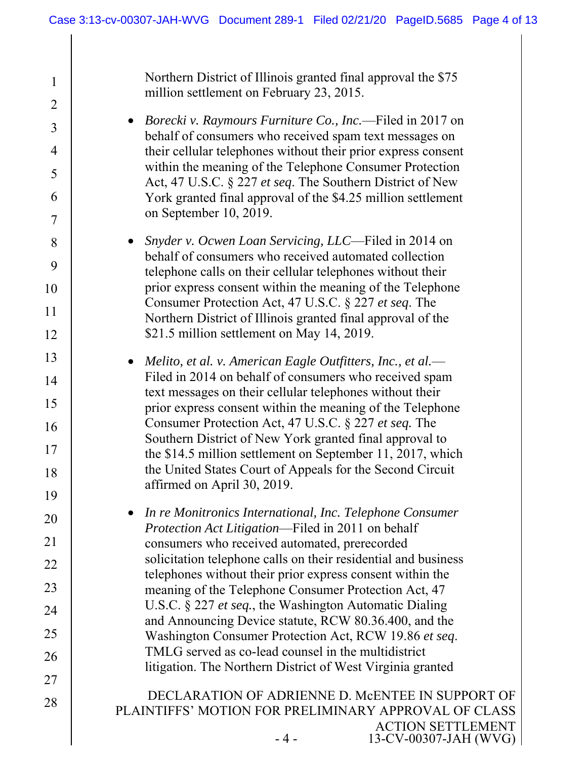Northern District of Illinois granted final approval the $75 million settlement on February 23, 2015.

- *Borecki v. Raymours Furniture Co., Inc.*—Filed in 2017 on behalf of consumers who received spam text messages on their cellular telephones without their prior express consent within the meaning of the Telephone Consumer Protection Act, 47 U.S.C. § 227 *et seq*. The Southern District of New York granted final approval of the $4.25 million settlement on September 10, 2019.

- *Snyder v. Ocwen Loan Servicing, LLC*—Filed in 2014 on behalf of consumers who received automated collection telephone calls on their cellular telephones without their prior express consent within the meaning of the Telephone Consumer Protection Act, 47 U.S.C. § 227 *et seq*. The Northern District of Illinois granted final approval of the $21.5 million settlement on May 14, 2019.

- *Melito, et al. v. American Eagle Outfitters, Inc., et al.*—Filed in 2014 on behalf of consumers who received spam text messages on their cellular telephones without their prior express consent within the meaning of the Telephone Consumer Protection Act, 47 U.S.C. § 227 *et seq.* The Southern District of New York granted final approval to the $14.5 million settlement on September 11, 2017, which the United States Court of Appeals for the Second Circuit affirmed on April 30, 2019.

- *In re Monitronics International, Inc. Telephone Consumer Protection Act Litigation*—Filed in 2011 on behalf consumers who received automated, prerecorded solicitation telephone calls on their residential and business telephones without their prior express consent within the meaning of the Telephone Consumer Protection Act, 47 U.S.C. § 227 *et seq.*, the Washington Automatic Dialing and Announcing Device statute, RCW 80.36.400, and the Washington Consumer Protection Act, RCW 19.86 *et seq*. TMLG served as co-lead counsel in the multidistrict litigation. The Northern District of West Virginia granted

DECLARATION OF ADRIENNE D. McENTEE IN SUPPORT OF PLAINTIFFS' MOTION FOR PRELIMINARY APPROVAL OF CLASS ACTION SETTLEMENT
13-CV-00307-JAH (WVG)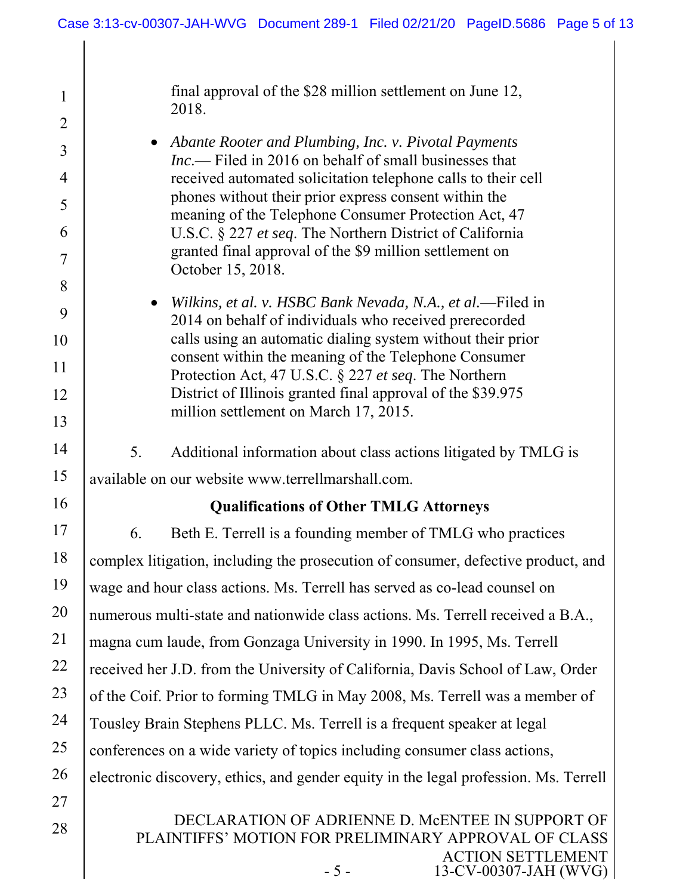final approval of the $28 million settlement on June 12, 2018.

- *Abante Rooter and Plumbing, Inc. v. Pivotal Payments Inc.*— Filed in 2016 on behalf of small businesses that received automated solicitation telephone calls to their cell phones without their prior express consent within the meaning of the Telephone Consumer Protection Act, 47 U.S.C. § 227 *et seq.* The Northern District of California granted final approval of the $9 million settlement on October 15, 2018.

- *Wilkins, et al. v. HSBC Bank Nevada, N.A., et al.*—Filed in 2014 on behalf of individuals who received prerecorded calls using an automatic dialing system without their prior consent within the meaning of the Telephone Consumer Protection Act, 47 U.S.C. § 227 *et seq.* The Northern District of Illinois granted final approval of the $39.975 million settlement on March 17, 2015.

5. Additional information about class actions litigated by TMLG is available on our website www.terrellmarshall.com.

**Qualifications of Other TMLG Attorneys**

6. Beth E. Terrell is a founding member of TMLG who practices complex litigation, including the prosecution of consumer, defective product, and wage and hour class actions. Ms. Terrell has served as co-lead counsel on numerous multi-state and nationwide class actions. Ms. Terrell received a B.A., magna cum laude, from Gonzaga University in 1990. In 1995, Ms. Terrell received her J.D. from the University of California, Davis School of Law, Order of the Coif. Prior to forming TMLG in May 2008, Ms. Terrell was a member of Tousley Brain Stephens PLLC. Ms. Terrell is a frequent speaker at legal conferences on a wide variety of topics including consumer class actions, electronic discovery, ethics, and gender equity in the legal profession. Ms. Terrell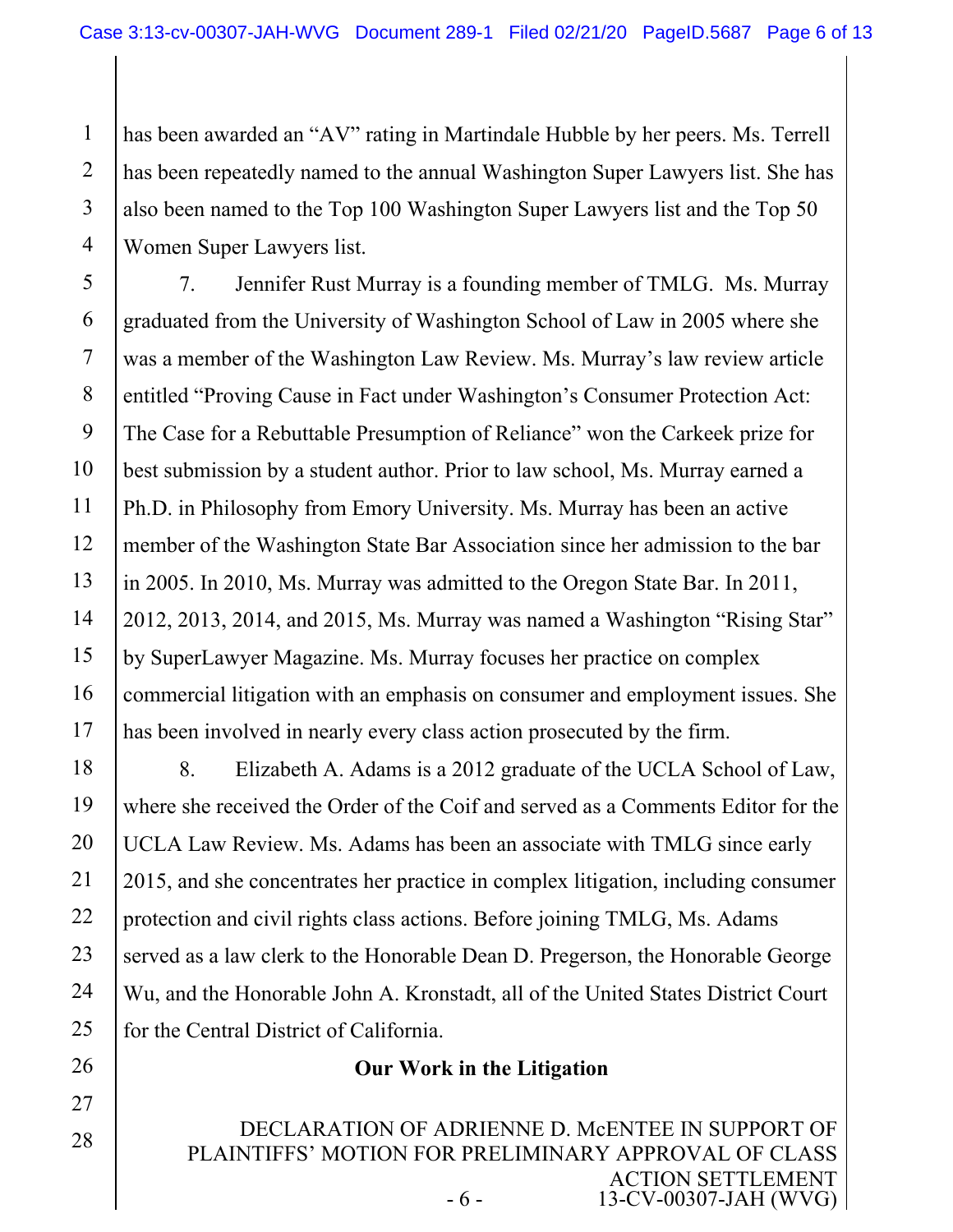has been awarded an "AV" rating in Martindale Hubble by her peers. Ms. Terrell has been repeatedly named to the annual Washington Super Lawyers list. She has also been named to the Top 100 Washington Super Lawyers list and the Top 50 Women Super Lawyers list.

7. Jennifer Rust Murray is a founding member of TMLG. Ms. Murray graduated from the University of Washington School of Law in 2005 where she was a member of the Washington Law Review. Ms. Murray's law review article entitled "Proving Cause in Fact under Washington's Consumer Protection Act: The Case for a Rebuttable Presumption of Reliance" won the Carkeek prize for best submission by a student author. Prior to law school, Ms. Murray earned a Ph.D. in Philosophy from Emory University. Ms. Murray has been an active member of the Washington State Bar Association since her admission to the bar in 2005. In 2010, Ms. Murray was admitted to the Oregon State Bar. In 2011, 2012, 2013, 2014, and 2015, Ms. Murray was named a Washington "Rising Star" by SuperLawyer Magazine. Ms. Murray focuses her practice on complex commercial litigation with an emphasis on consumer and employment issues. She has been involved in nearly every class action prosecuted by the firm.

8. Elizabeth A. Adams is a 2012 graduate of the UCLA School of Law, where she received the Order of the Coif and served as a Comments Editor for the UCLA Law Review. Ms. Adams has been an associate with TMLG since early 2015, and she concentrates her practice in complex litigation, including consumer protection and civil rights class actions. Before joining TMLG, Ms. Adams served as a law clerk to the Honorable Dean D. Pregerson, the Honorable George Wu, and the Honorable John A. Kronstadt, all of the United States District Court for the Central District of California.

**Our Work in the Litigation**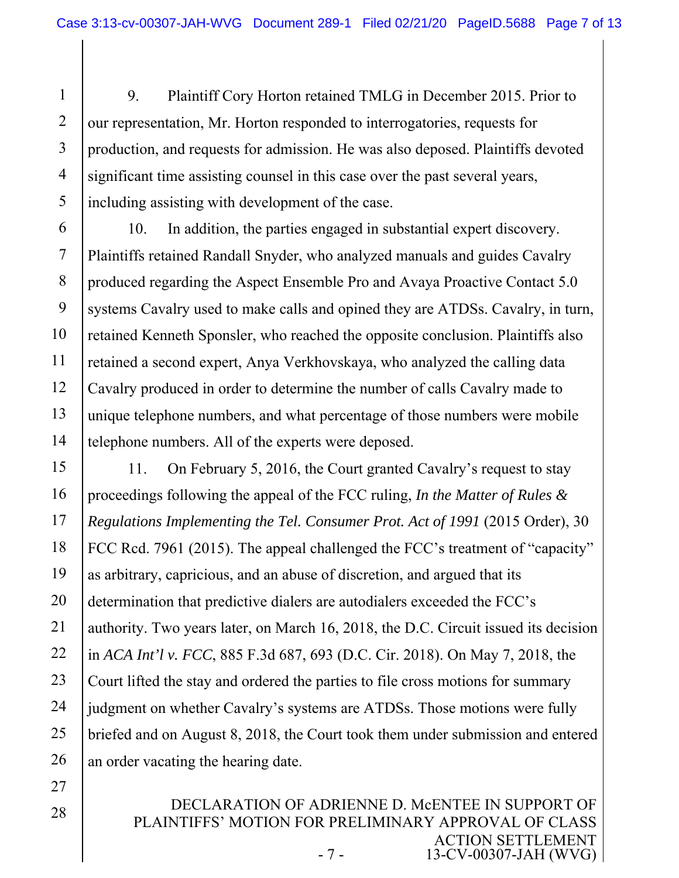9. Plaintiff Cory Horton retained TMLG in December 2015. Prior to our representation, Mr. Horton responded to interrogatories, requests for production, and requests for admission. He was also deposed. Plaintiffs devoted significant time assisting counsel in this case over the past several years, including assisting with development of the case.

10. In addition, the parties engaged in substantial expert discovery. Plaintiffs retained Randall Snyder, who analyzed manuals and guides Cavalry produced regarding the Aspect Ensemble Pro and Avaya Proactive Contact 5.0 systems Cavalry used to make calls and opined they are ATDSs. Cavalry, in turn, retained Kenneth Sponsler, who reached the opposite conclusion. Plaintiffs also retained a second expert, Anya Verkhovskaya, who analyzed the calling data Cavalry produced in order to determine the number of calls Cavalry made to unique telephone numbers, and what percentage of those numbers were mobile telephone numbers. All of the experts were deposed.

11. On February 5, 2016, the Court granted Cavalry's request to stay proceedings following the appeal of the FCC ruling, *In the Matter of Rules & Regulations Implementing the Tel. Consumer Prot. Act of 1991* (2015 Order), 30 FCC Rcd. 7961 (2015). The appeal challenged the FCC's treatment of "capacity" as arbitrary, capricious, and an abuse of discretion, and argued that its determination that predictive dialers are autodialers exceeded the FCC's authority. Two years later, on March 16, 2018, the D.C. Circuit issued its decision in *ACA Int'l v. FCC*, 885 F.3d 687, 693 (D.C. Cir. 2018). On May 7, 2018, the Court lifted the stay and ordered the parties to file cross motions for summary judgment on whether Cavalry's systems are ATDSs. Those motions were fully briefed and on August 8, 2018, the Court took them under submission and entered an order vacating the hearing date.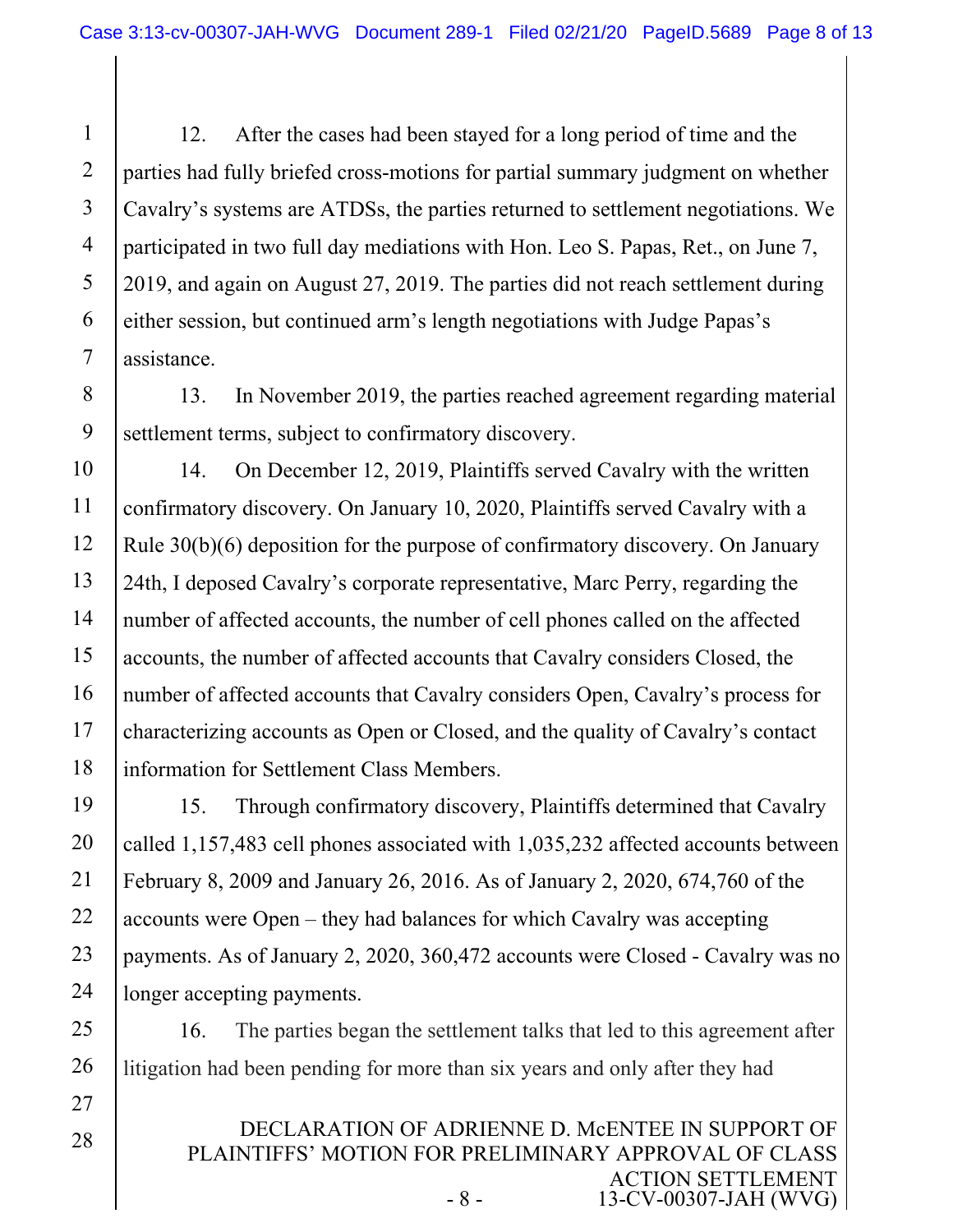12. After the cases had been stayed for a long period of time and the parties had fully briefed cross-motions for partial summary judgment on whether Cavalry's systems are ATDSs, the parties returned to settlement negotiations. We participated in two full day mediations with Hon. Leo S. Papas, Ret., on June 7, 2019, and again on August 27, 2019. The parties did not reach settlement during either session, but continued arm's length negotiations with Judge Papas's assistance.

13. In November 2019, the parties reached agreement regarding material settlement terms, subject to confirmatory discovery.

14. On December 12, 2019, Plaintiffs served Cavalry with the written confirmatory discovery. On January 10, 2020, Plaintiffs served Cavalry with a Rule 30(b)(6) deposition for the purpose of confirmatory discovery. On January 24th, I deposed Cavalry's corporate representative, Marc Perry, regarding the number of affected accounts, the number of cell phones called on the affected accounts, the number of affected accounts that Cavalry considers Closed, the number of affected accounts that Cavalry considers Open, Cavalry's process for characterizing accounts as Open or Closed, and the quality of Cavalry's contact information for Settlement Class Members.

15. Through confirmatory discovery, Plaintiffs determined that Cavalry called 1,157,483 cell phones associated with 1,035,232 affected accounts between February 8, 2009 and January 26, 2016. As of January 2, 2020, 674,760 of the accounts were Open – they had balances for which Cavalry was accepting payments. As of January 2, 2020, 360,472 accounts were Closed - Cavalry was no longer accepting payments.

16. The parties began the settlement talks that led to this agreement after litigation had been pending for more than six years and only after they had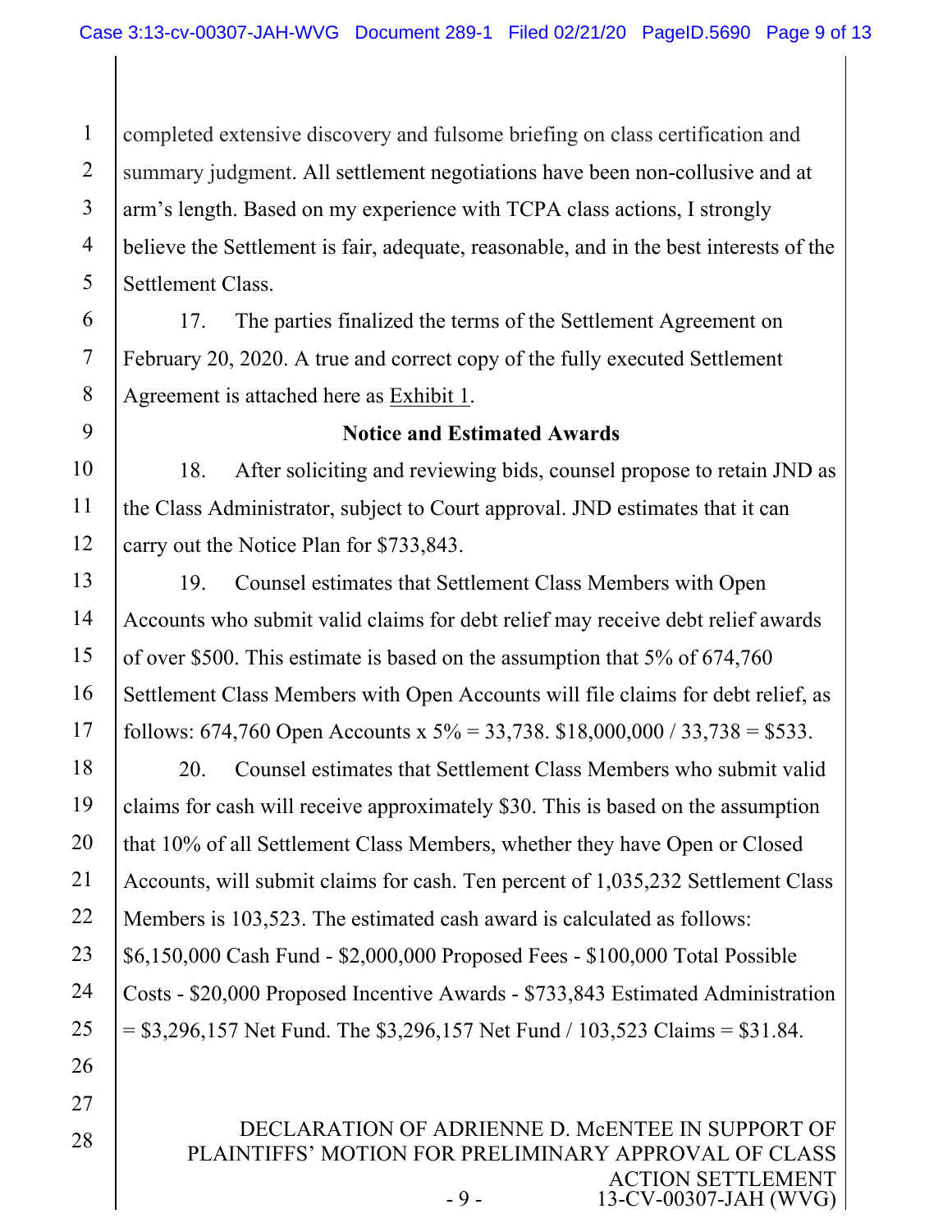completed extensive discovery and fulsome briefing on class certification and summary judgment. All settlement negotiations have been non-collusive and at arm's length. Based on my experience with TCPA class actions, I strongly believe the Settlement is fair, adequate, reasonable, and in the best interests of the Settlement Class.

17. The parties finalized the terms of the Settlement Agreement on February 20, 2020. A true and correct copy of the fully executed Settlement Agreement is attached here as Exhibit 1.

**Notice and Estimated Awards**

18. After soliciting and reviewing bids, counsel propose to retain JND as the Class Administrator, subject to Court approval. JND estimates that it can carry out the Notice Plan for $733,843.

19. Counsel estimates that Settlement Class Members with Open Accounts who submit valid claims for debt relief may receive debt relief awards of over $500. This estimate is based on the assumption that 5% of 674,760 Settlement Class Members with Open Accounts will file claims for debt relief, as follows: 674,760 Open Accounts x 5% = 33,738. $18,000,000 / 33,738 = $533.

20. Counsel estimates that Settlement Class Members who submit valid claims for cash will receive approximately $30. This is based on the assumption that 10% of all Settlement Class Members, whether they have Open or Closed Accounts, will submit claims for cash. Ten percent of 1,035,232 Settlement Class Members is 103,523. The estimated cash award is calculated as follows: $6,150,000 Cash Fund - $2,000,000 Proposed Fees - $100,000 Total Possible Costs - $20,000 Proposed Incentive Awards - $733,843 Estimated Administration = $3,296,157 Net Fund. The $3,296,157 Net Fund / 103,523 Claims = $31.84.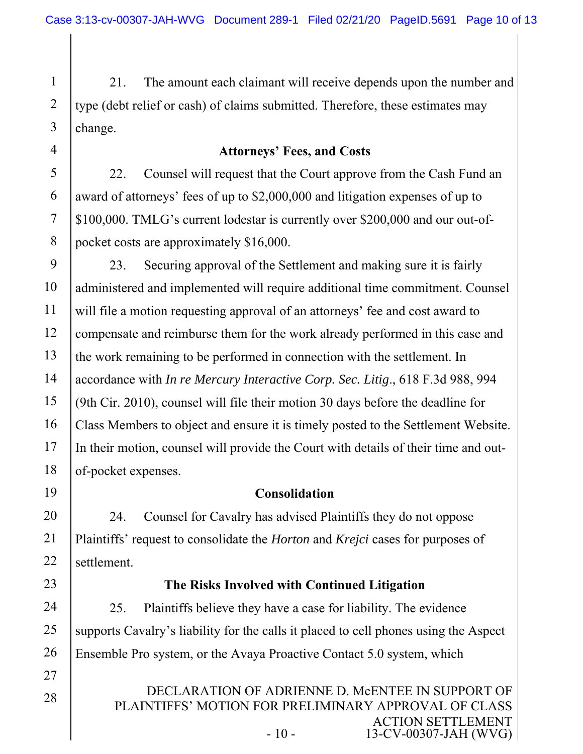21. The amount each claimant will receive depends upon the number and type (debt relief or cash) of claims submitted. Therefore, these estimates may change.

**Attorneys' Fees, and Costs**

22. Counsel will request that the Court approve from the Cash Fund an award of attorneys' fees of up to $2,000,000 and litigation expenses of up to $100,000. TMLG's current lodestar is currently over $200,000 and our out-of-pocket costs are approximately $16,000.

23. Securing approval of the Settlement and making sure it is fairly administered and implemented will require additional time commitment. Counsel will file a motion requesting approval of an attorneys' fee and cost award to compensate and reimburse them for the work already performed in this case and the work remaining to be performed in connection with the settlement. In accordance with *In re Mercury Interactive Corp. Sec. Litig*., 618 F.3d 988, 994 (9th Cir. 2010), counsel will file their motion 30 days before the deadline for Class Members to object and ensure it is timely posted to the Settlement Website. In their motion, counsel will provide the Court with details of their time and out-of-pocket expenses.

**Consolidation**

24. Counsel for Cavalry has advised Plaintiffs they do not oppose Plaintiffs' request to consolidate the *Horton* and *Krejci* cases for purposes of settlement.

**The Risks Involved with Continued Litigation**

25. Plaintiffs believe they have a case for liability. The evidence supports Cavalry's liability for the calls it placed to cell phones using the Aspect Ensemble Pro system, or the Avaya Proactive Contact 5.0 system, which

DECLARATION OF ADRIENNE D. McENTEE IN SUPPORT OF PLAINTIFFS' MOTION FOR PRELIMINARY APPROVAL OF CLASS ACTION SETTLEMENT
13-CV-00307-JAH (WVG)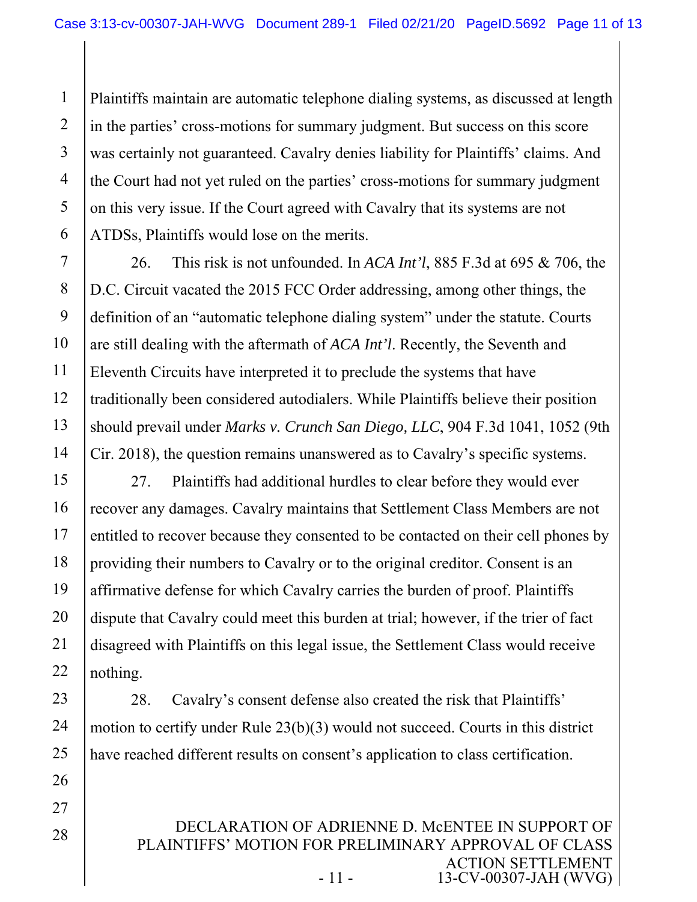Plaintiffs maintain are automatic telephone dialing systems, as discussed at length in the parties' cross-motions for summary judgment. But success on this score was certainly not guaranteed. Cavalry denies liability for Plaintiffs' claims. And the Court had not yet ruled on the parties' cross-motions for summary judgment on this very issue. If the Court agreed with Cavalry that its systems are not ATDSs, Plaintiffs would lose on the merits.

26. This risk is not unfounded. In *ACA Int'l*, 885 F.3d at 695 & 706, the D.C. Circuit vacated the 2015 FCC Order addressing, among other things, the definition of an "automatic telephone dialing system" under the statute. Courts are still dealing with the aftermath of *ACA Int'l*. Recently, the Seventh and Eleventh Circuits have interpreted it to preclude the systems that have traditionally been considered autodialers. While Plaintiffs believe their position should prevail under *Marks v. Crunch San Diego, LLC*, 904 F.3d 1041, 1052 (9th Cir. 2018), the question remains unanswered as to Cavalry's specific systems.

27. Plaintiffs had additional hurdles to clear before they would ever recover any damages. Cavalry maintains that Settlement Class Members are not entitled to recover because they consented to be contacted on their cell phones by providing their numbers to Cavalry or to the original creditor. Consent is an affirmative defense for which Cavalry carries the burden of proof. Plaintiffs dispute that Cavalry could meet this burden at trial; however, if the trier of fact disagreed with Plaintiffs on this legal issue, the Settlement Class would receive nothing.

28. Cavalry's consent defense also created the risk that Plaintiffs' motion to certify under Rule 23(b)(3) would not succeed. Courts in this district have reached different results on consent's application to class certification.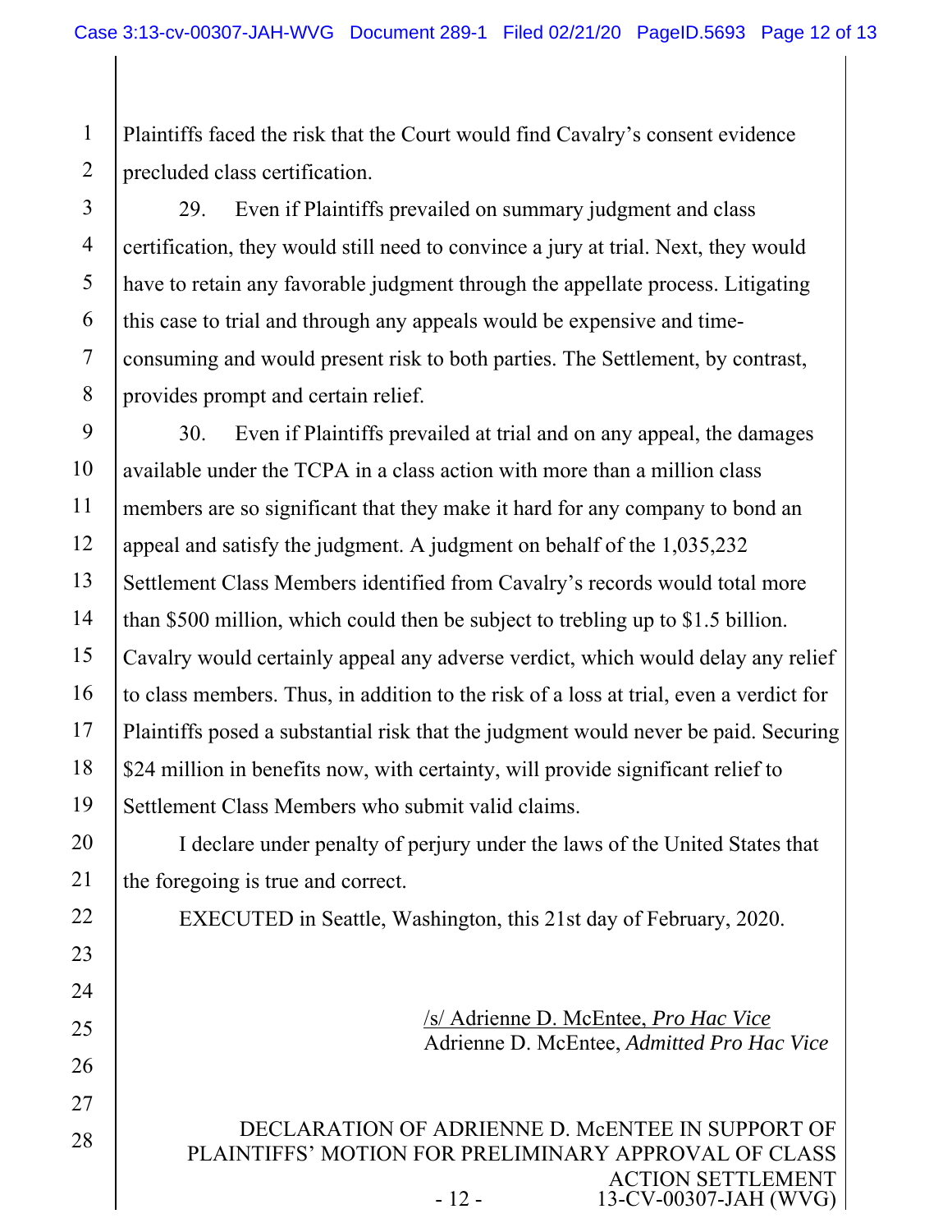Plaintiffs faced the risk that the Court would find Cavalry's consent evidence precluded class certification.

29. Even if Plaintiffs prevailed on summary judgment and class certification, they would still need to convince a jury at trial. Next, they would have to retain any favorable judgment through the appellate process. Litigating this case to trial and through any appeals would be expensive and time-consuming and would present risk to both parties. The Settlement, by contrast, provides prompt and certain relief.

30. Even if Plaintiffs prevailed at trial and on any appeal, the damages available under the TCPA in a class action with more than a million class members are so significant that they make it hard for any company to bond an appeal and satisfy the judgment. A judgment on behalf of the 1,035,232 Settlement Class Members identified from Cavalry's records would total more than $500 million, which could then be subject to trebling up to $1.5 billion. Cavalry would certainly appeal any adverse verdict, which would delay any relief to class members. Thus, in addition to the risk of a loss at trial, even a verdict for Plaintiffs posed a substantial risk that the judgment would never be paid. Securing $24 million in benefits now, with certainty, will provide significant relief to Settlement Class Members who submit valid claims.

I declare under penalty of perjury under the laws of the United States that the foregoing is true and correct.

EXECUTED in Seattle, Washington, this 21st day of February, 2020.

/s/ Adrienne D. McEntee, *Pro Hac Vice*
Adrienne D. McEntee, *Admitted Pro Hac Vice*

DECLARATION OF ADRIENNE D. McENTEE IN SUPPORT OF PLAINTIFFS' MOTION FOR PRELIMINARY APPROVAL OF CLASS ACTION SETTLEMENT
13-CV-00307-JAH (WVG)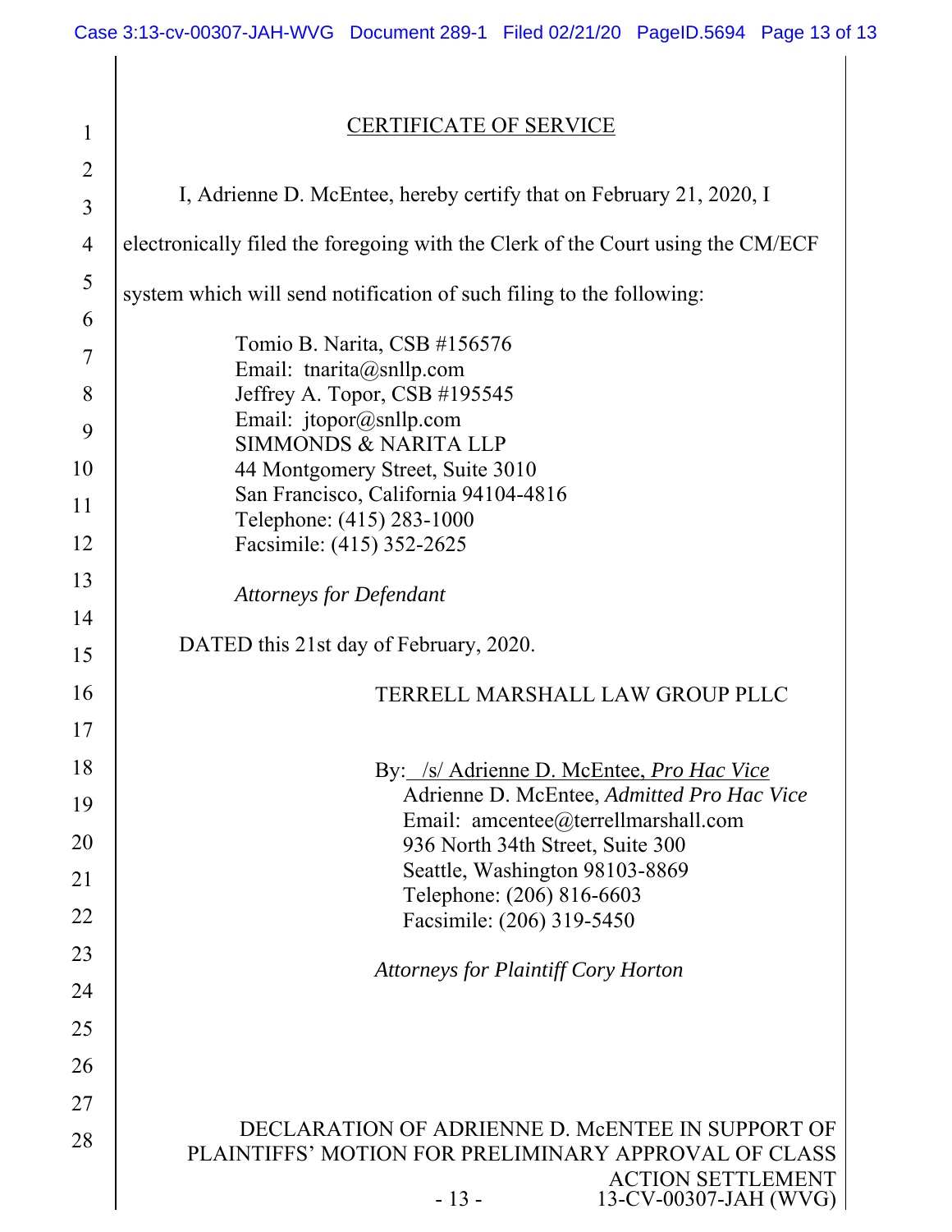## CERTIFICATE OF SERVICE

I, Adrienne D. McEntee, hereby certify that on February 21, 2020, I electronically filed the foregoing with the Clerk of the Court using the CM/ECF system which will send notification of such filing to the following:

Tomio B. Narita, CSB #156576
Email: tnarita@snllp.com
Jeffrey A. Topor, CSB #195545
Email: jtopor@snllp.com
SIMMONDS & NARITA LLP
44 Montgomery Street, Suite 3010
San Francisco, California 94104-4816
Telephone: (415) 283-1000
Facsimile: (415) 352-2625

*Attorneys for Defendant*

DATED this 21st day of February, 2020.

TERRELL MARSHALL LAW GROUP PLLC

By: /s/ Adrienne D. McEntee, *Pro Hac Vice*
Adrienne D. McEntee, *Admitted Pro Hac Vice*
Email: amcentee@terrellmarshall.com
936 North 34th Street, Suite 300
Seattle, Washington 98103-8869
Telephone: (206) 816-6603
Facsimile: (206) 319-5450

*Attorneys for Plaintiff Cory Horton*